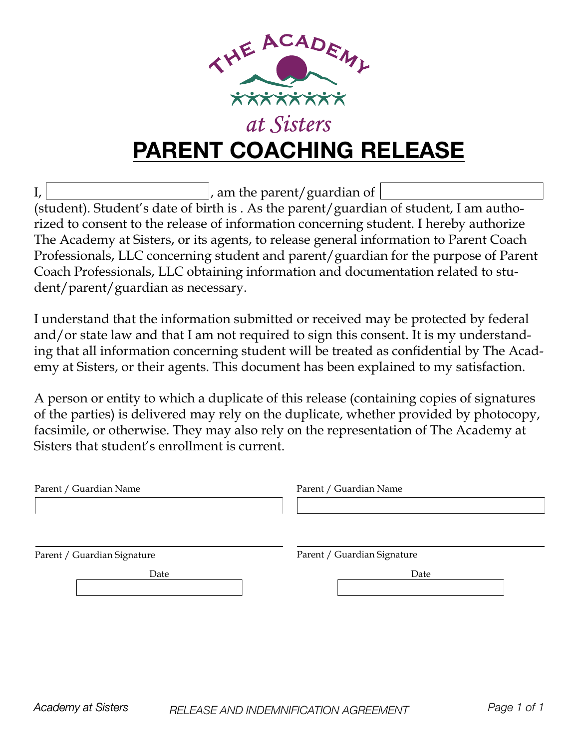THE ACADEMY

at Sisters

# PARENT COACHING RELEASE

I, ______________, am the parent/guardian of ______________ (student). Student's date of birth is . As the parent/guardian of student, I am authorized to consent to the release of information concerning student. I hereby authorize The Academy at Sisters, or its agents, to release general information to Parent Coach Professionals, LLC concerning student and parent/guardian for the purpose of Parent Coach Professionals, LLC obtaining information and documentation related to student/parent/guardian as necessary.

I understand that the information submitted or received may be protected by federal and/or state law and that I am not required to sign this consent. It is my understanding that all information concerning student will be treated as confidential by The Academy at Sisters, or their agents. This document has been explained to my satisfaction.

A person or entity to which a duplicate of this release (containing copies of signatures of the parties) is delivered may rely on the duplicate, whether provided by photocopy, facsimile, or otherwise. They may also rely on the representation of The Academy at Sisters that student's enrollment is current.

Parent / Guardian Name

______________

______________

Parent / Guardian Signature

Date

______________

Parent / Guardian Name

______________

______________

Parent / Guardian Signature

Date

______________

*RELEASE AND INDEMNIFICATION AGREEMENT*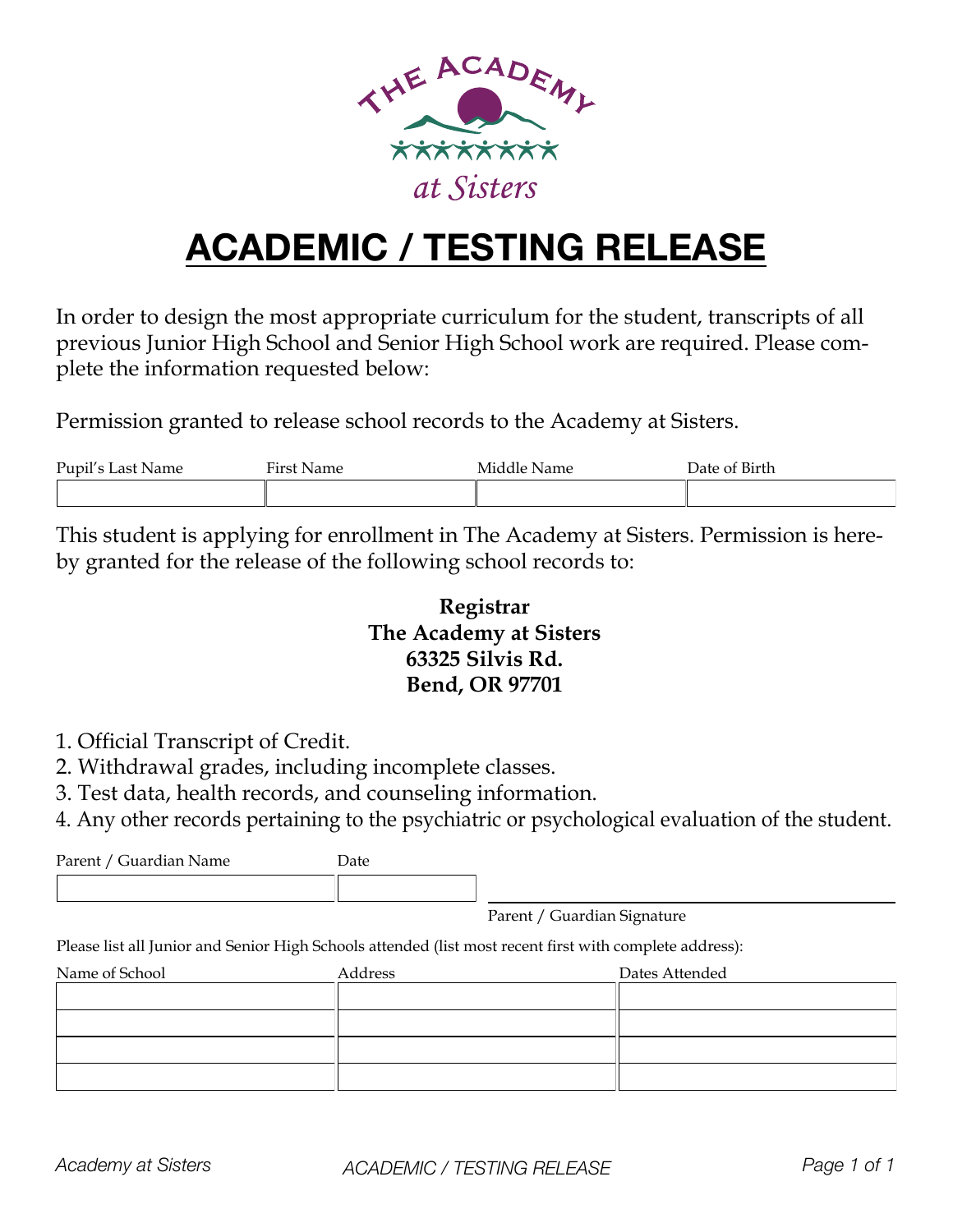# ACADEMIC / TESTING RELEASE

In order to design the most appropriate curriculum for the student, transcripts of all previous Junior High School and Senior High School work are required. Please complete the information requested below:

Permission granted to release school records to the Academy at Sisters.

| Pupil's Last Name | First Name | Middle Name | Date of Birth |
|---|---|---|---|
| | | | |

This student is applying for enrollment in The Academy at Sisters. Permission is hereby granted for the release of the following school records to:

**Registrar**
**The Academy at Sisters**
**63325 Silvis Rd.**
**Bend, OR 97701**

1. Official Transcript of Credit.
2. Withdrawal grades, including incomplete classes.
3. Test data, health records, and counseling information.
4. Any other records pertaining to the psychiatric or psychological evaluation of the student.

| Parent / Guardian Name | Date |
|---|---|
| | |

\_\_\_\_\_\_\_\_\_\_\_\_\_\_\_\_\_\_\_\_\_\_\_\_\_\_\_\_\_\_\_\_
Parent / Guardian Signature

Please list all Junior and Senior High Schools attended (list most recent first with complete address):

| Name of School | Address | Dates Attended |
|---|---|---|
| | | |
| | | |
| | | |
| | | |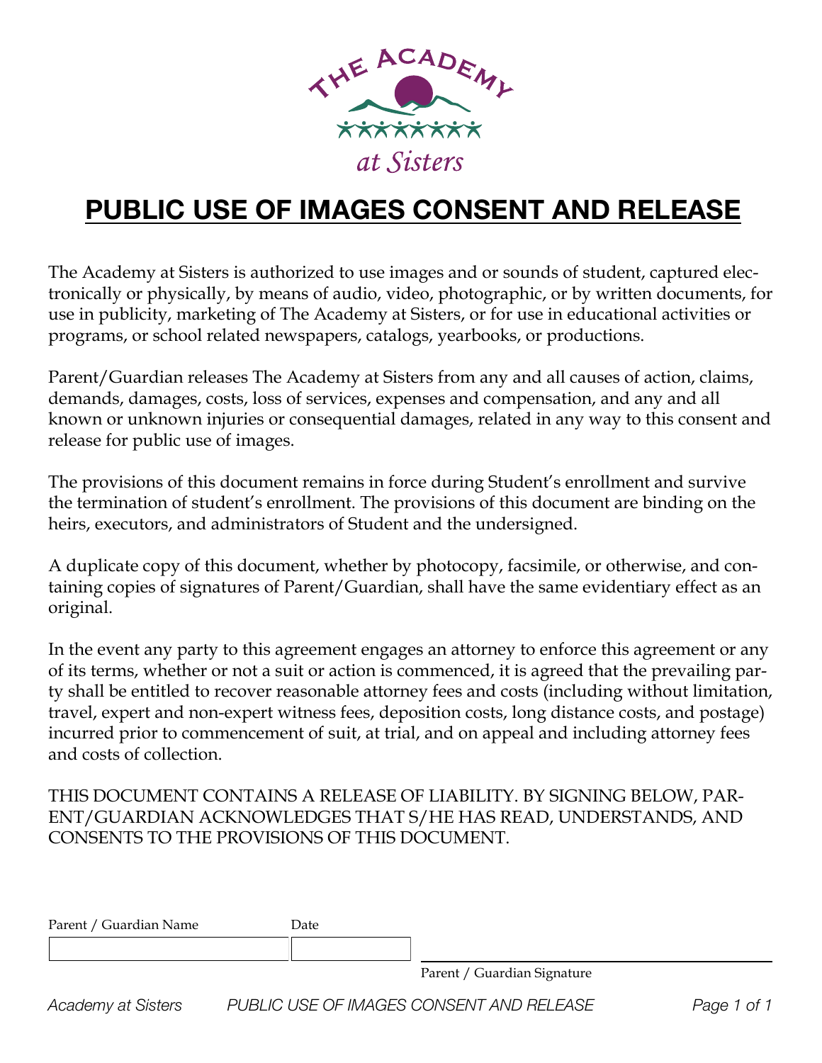THE ACADEMY

at Sisters

# PUBLIC USE OF IMAGES CONSENT AND RELEASE

The Academy at Sisters is authorized to use images and or sounds of student, captured electronically or physically, by means of audio, video, photographic, or by written documents, for use in publicity, marketing of The Academy at Sisters, or for use in educational activities or programs, or school related newspapers, catalogs, yearbooks, or productions.

Parent/Guardian releases The Academy at Sisters from any and all causes of action, claims, demands, damages, costs, loss of services, expenses and compensation, and any and all known or unknown injuries or consequential damages, related in any way to this consent and release for public use of images.

The provisions of this document remains in force during Student's enrollment and survive the termination of student's enrollment. The provisions of this document are binding on the heirs, executors, and administrators of Student and the undersigned.

A duplicate copy of this document, whether by photocopy, facsimile, or otherwise, and containing copies of signatures of Parent/Guardian, shall have the same evidentiary effect as an original.

In the event any party to this agreement engages an attorney to enforce this agreement or any of its terms, whether or not a suit or action is commenced, it is agreed that the prevailing party shall be entitled to recover reasonable attorney fees and costs (including without limitation, travel, expert and non-expert witness fees, deposition costs, long distance costs, and postage) incurred prior to commencement of suit, at trial, and on appeal and including attorney fees and costs of collection.

THIS DOCUMENT CONTAINS A RELEASE OF LIABILITY. BY SIGNING BELOW, PARENT/GUARDIAN ACKNOWLEDGES THAT S/HE HAS READ, UNDERSTANDS, AND CONSENTS TO THE PROVISIONS OF THIS DOCUMENT.

| Parent / Guardian Name | Date |
| --- | --- |
| | |

______________________________
Parent / Guardian Signature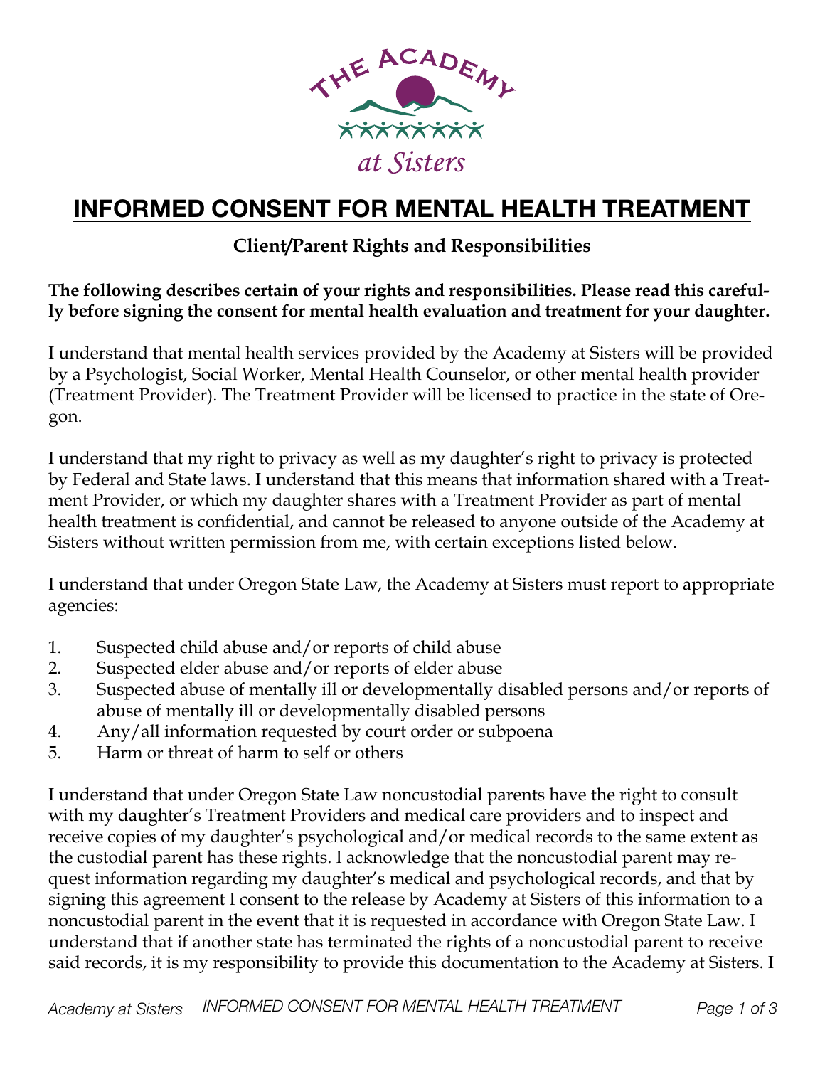# INFORMED CONSENT FOR MENTAL HEALTH TREATMENT

## Client/Parent Rights and Responsibilities

**The following describes certain of your rights and responsibilities. Please read this carefully before signing the consent for mental health evaluation and treatment for your daughter.**

I understand that mental health services provided by the Academy at Sisters will be provided by a Psychologist, Social Worker, Mental Health Counselor, or other mental health provider (Treatment Provider). The Treatment Provider will be licensed to practice in the state of Oregon.

I understand that my right to privacy as well as my daughter's right to privacy is protected by Federal and State laws. I understand that this means that information shared with a Treatment Provider, or which my daughter shares with a Treatment Provider as part of mental health treatment is confidential, and cannot be released to anyone outside of the Academy at Sisters without written permission from me, with certain exceptions listed below.

I understand that under Oregon State Law, the Academy at Sisters must report to appropriate agencies:

1. Suspected child abuse and/or reports of child abuse
2. Suspected elder abuse and/or reports of elder abuse
3. Suspected abuse of mentally ill or developmentally disabled persons and/or reports of abuse of mentally ill or developmentally disabled persons
4. Any/all information requested by court order or subpoena
5. Harm or threat of harm to self or others

I understand that under Oregon State Law noncustodial parents have the right to consult with my daughter's Treatment Providers and medical care providers and to inspect and receive copies of my daughter's psychological and/or medical records to the same extent as the custodial parent has these rights. I acknowledge that the noncustodial parent may request information regarding my daughter's medical and psychological records, and that by signing this agreement I consent to the release by Academy at Sisters of this information to a noncustodial parent in the event that it is requested in accordance with Oregon State Law. I understand that if another state has terminated the rights of a noncustodial parent to receive said records, it is my responsibility to provide this documentation to the Academy at Sisters. I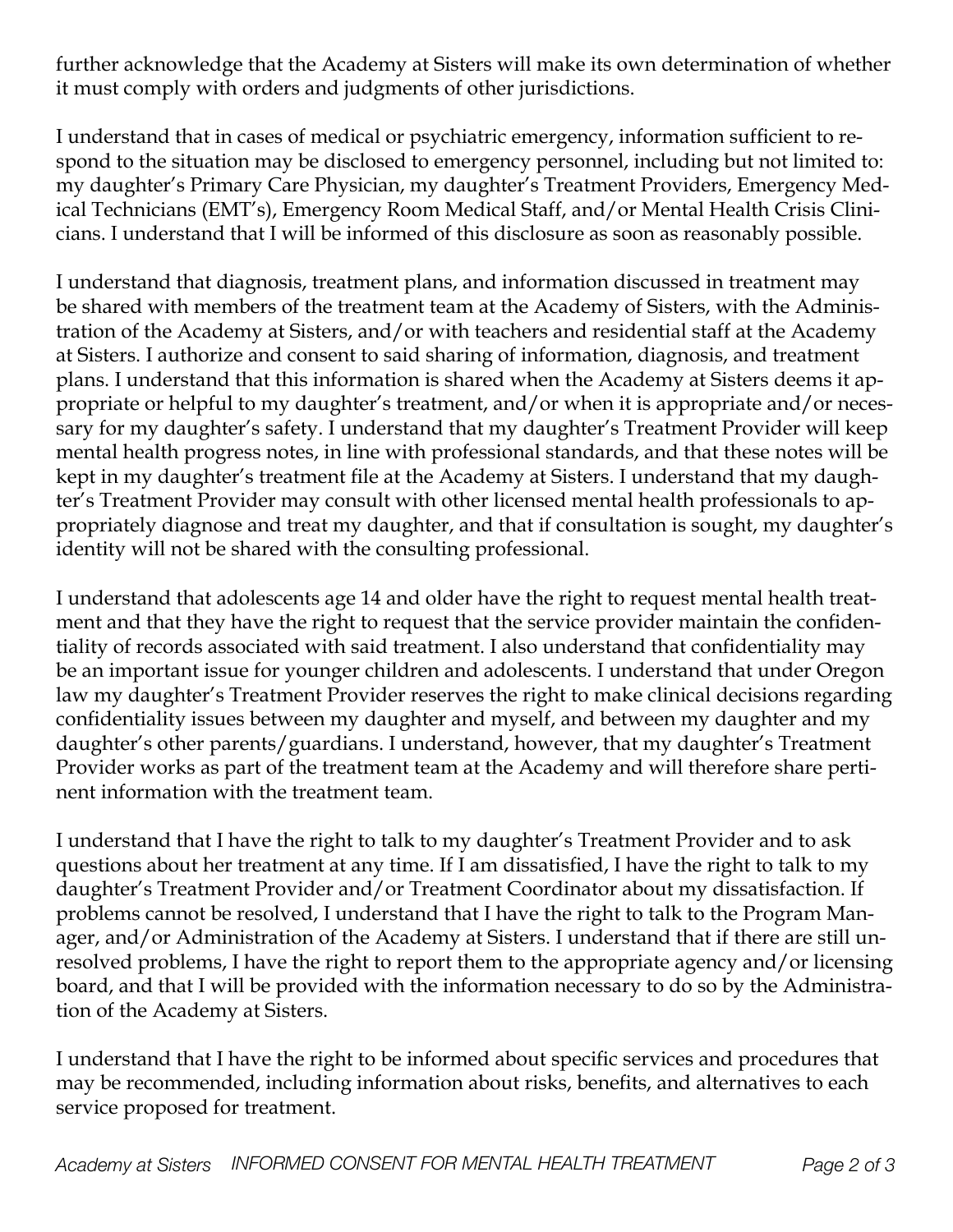further acknowledge that the Academy at Sisters will make its own determination of whether it must comply with orders and judgments of other jurisdictions.

I understand that in cases of medical or psychiatric emergency, information sufficient to respond to the situation may be disclosed to emergency personnel, including but not limited to: my daughter's Primary Care Physician, my daughter's Treatment Providers, Emergency Medical Technicians (EMT's), Emergency Room Medical Staff, and/or Mental Health Crisis Clinicians. I understand that I will be informed of this disclosure as soon as reasonably possible.

I understand that diagnosis, treatment plans, and information discussed in treatment may be shared with members of the treatment team at the Academy of Sisters, with the Administration of the Academy at Sisters, and/or with teachers and residential staff at the Academy at Sisters. I authorize and consent to said sharing of information, diagnosis, and treatment plans. I understand that this information is shared when the Academy at Sisters deems it appropriate or helpful to my daughter's treatment, and/or when it is appropriate and/or necessary for my daughter's safety. I understand that my daughter's Treatment Provider will keep mental health progress notes, in line with professional standards, and that these notes will be kept in my daughter's treatment file at the Academy at Sisters. I understand that my daughter's Treatment Provider may consult with other licensed mental health professionals to appropriately diagnose and treat my daughter, and that if consultation is sought, my daughter's identity will not be shared with the consulting professional.

I understand that adolescents age 14 and older have the right to request mental health treatment and that they have the right to request that the service provider maintain the confidentiality of records associated with said treatment. I also understand that confidentiality may be an important issue for younger children and adolescents. I understand that under Oregon law my daughter's Treatment Provider reserves the right to make clinical decisions regarding confidentiality issues between my daughter and myself, and between my daughter and my daughter's other parents/guardians. I understand, however, that my daughter's Treatment Provider works as part of the treatment team at the Academy and will therefore share pertinent information with the treatment team.

I understand that I have the right to talk to my daughter's Treatment Provider and to ask questions about her treatment at any time. If I am dissatisfied, I have the right to talk to my daughter's Treatment Provider and/or Treatment Coordinator about my dissatisfaction. If problems cannot be resolved, I understand that I have the right to talk to the Program Manager, and/or Administration of the Academy at Sisters. I understand that if there are still unresolved problems, I have the right to report them to the appropriate agency and/or licensing board, and that I will be provided with the information necessary to do so by the Administration of the Academy at Sisters.

I understand that I have the right to be informed about specific services and procedures that may be recommended, including information about risks, benefits, and alternatives to each service proposed for treatment.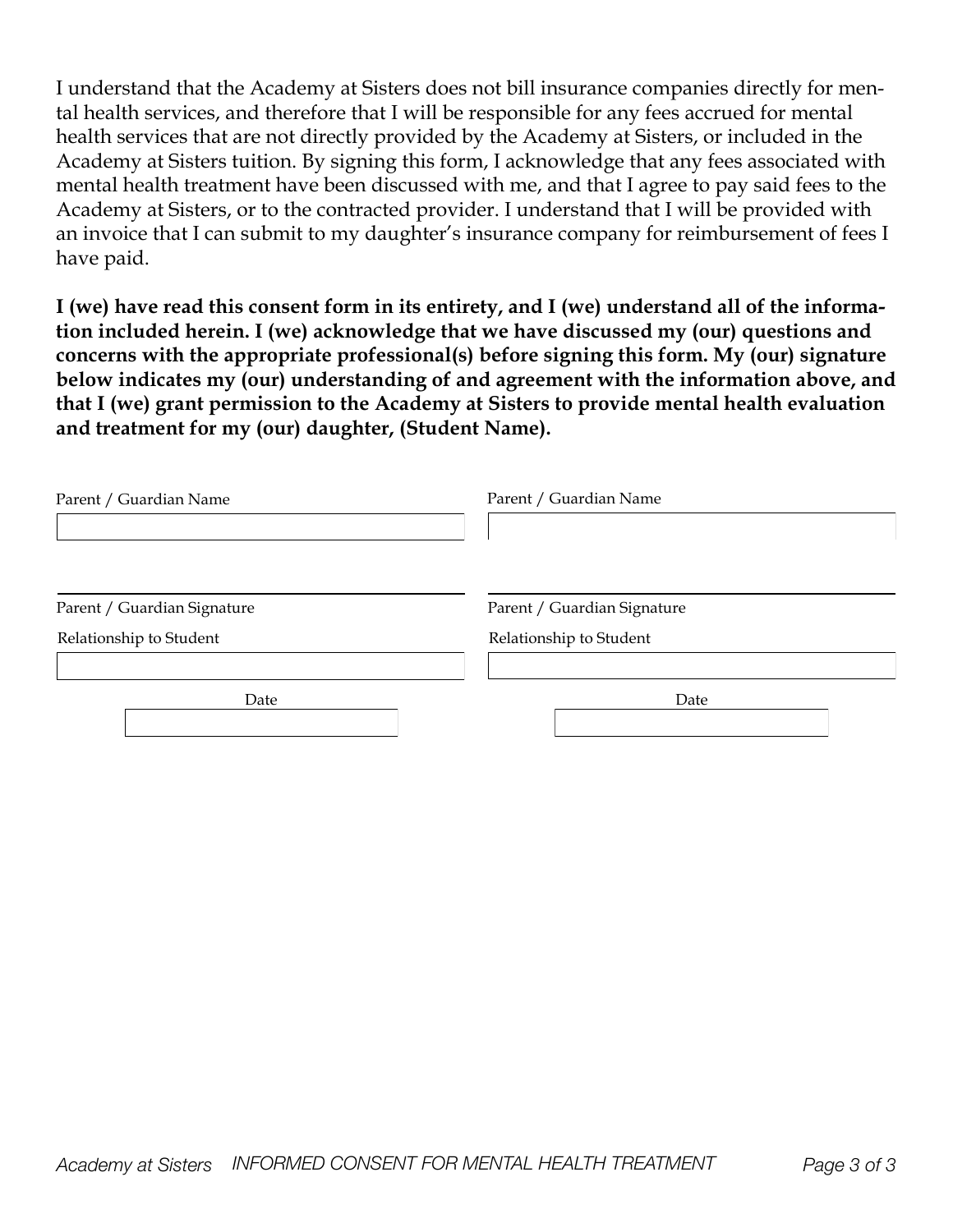I understand that the Academy at Sisters does not bill insurance companies directly for mental health services, and therefore that I will be responsible for any fees accrued for mental health services that are not directly provided by the Academy at Sisters, or included in the Academy at Sisters tuition. By signing this form, I acknowledge that any fees associated with mental health treatment have been discussed with me, and that I agree to pay said fees to the Academy at Sisters, or to the contracted provider. I understand that I will be provided with an invoice that I can submit to my daughter's insurance company for reimbursement of fees I have paid.

**I (we) have read this consent form in its entirety, and I (we) understand all of the information included herein. I (we) acknowledge that we have discussed my (our) questions and concerns with the appropriate professional(s) before signing this form. My (our) signature below indicates my (our) understanding of and agreement with the information above, and that I (we) grant permission to the Academy at Sisters to provide mental health evaluation and treatment for my (our) daughter, (Student Name).**

Parent / Guardian Name

\_\_\_\_\_\_\_\_\_\_\_\_\_\_\_\_\_\_\_\_\_\_\_\_\_\_\_\_\_\_

\_\_\_\_\_\_\_\_\_\_\_\_\_\_\_\_\_\_\_\_\_\_\_\_\_\_\_\_\_\_

Parent / Guardian Signature

Relationship to Student

\_\_\_\_\_\_\_\_\_\_\_\_\_\_\_\_\_\_\_\_\_\_\_\_\_\_\_\_\_\_

Date

\_\_\_\_\_\_\_\_\_\_\_\_\_\_\_\_\_\_\_\_\_\_\_\_\_\_\_\_\_\_

Parent / Guardian Name

\_\_\_\_\_\_\_\_\_\_\_\_\_\_\_\_\_\_\_\_\_\_\_\_\_\_\_\_\_\_

\_\_\_\_\_\_\_\_\_\_\_\_\_\_\_\_\_\_\_\_\_\_\_\_\_\_\_\_\_\_

Parent / Guardian Signature

Relationship to Student

\_\_\_\_\_\_\_\_\_\_\_\_\_\_\_\_\_\_\_\_\_\_\_\_\_\_\_\_\_\_

Date

\_\_\_\_\_\_\_\_\_\_\_\_\_\_\_\_\_\_\_\_\_\_\_\_\_\_\_\_\_\_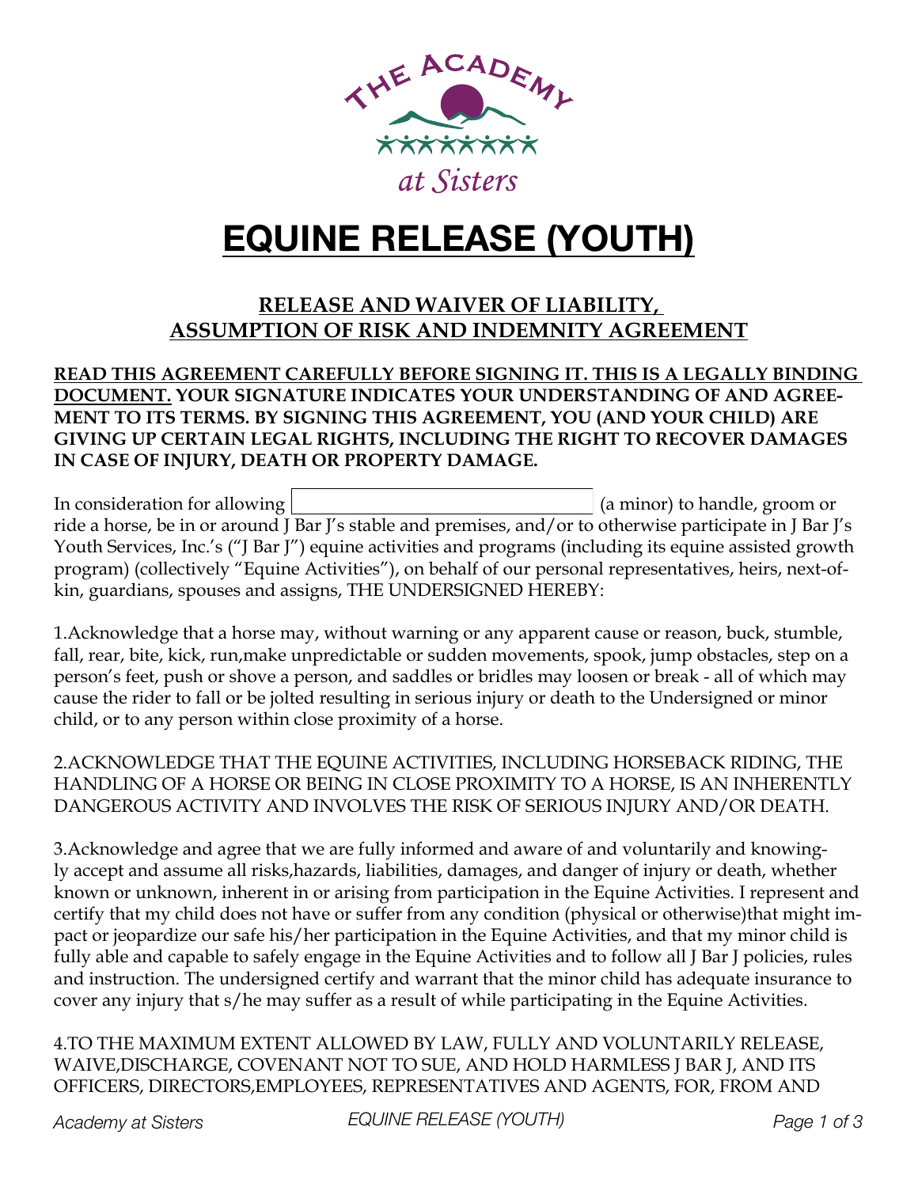# EQUINE RELEASE (YOUTH)

## RELEASE AND WAIVER OF LIABILITY, ASSUMPTION OF RISK AND INDEMNITY AGREEMENT

**READ THIS AGREEMENT CAREFULLY BEFORE SIGNING IT. THIS IS A LEGALLY BINDING DOCUMENT. YOUR SIGNATURE INDICATES YOUR UNDERSTANDING OF AND AGREEMENT TO ITS TERMS. BY SIGNING THIS AGREEMENT, YOU (AND YOUR CHILD) ARE GIVING UP CERTAIN LEGAL RIGHTS, INCLUDING THE RIGHT TO RECOVER DAMAGES IN CASE OF INJURY, DEATH OR PROPERTY DAMAGE.**

In consideration for allowing ________________________________ (a minor) to handle, groom or ride a horse, be in or around J Bar J's stable and premises, and/or to otherwise participate in J Bar J's Youth Services, Inc.'s ("J Bar J") equine activities and programs (including its equine assisted growth program) (collectively "Equine Activities"), on behalf of our personal representatives, heirs, next-of-kin, guardians, spouses and assigns, THE UNDERSIGNED HEREBY:

1.Acknowledge that a horse may, without warning or any apparent cause or reason, buck, stumble, fall, rear, bite, kick, run,make unpredictable or sudden movements, spook, jump obstacles, step on a person's feet, push or shove a person, and saddles or bridles may loosen or break - all of which may cause the rider to fall or be jolted resulting in serious injury or death to the Undersigned or minor child, or to any person within close proximity of a horse.

2.ACKNOWLEDGE THAT THE EQUINE ACTIVITIES, INCLUDING HORSEBACK RIDING, THE HANDLING OF A HORSE OR BEING IN CLOSE PROXIMITY TO A HORSE, IS AN INHERENTLY DANGEROUS ACTIVITY AND INVOLVES THE RISK OF SERIOUS INJURY AND/OR DEATH.

3.Acknowledge and agree that we are fully informed and aware of and voluntarily and knowingly accept and assume all risks,hazards, liabilities, damages, and danger of injury or death, whether known or unknown, inherent in or arising from participation in the Equine Activities. I represent and certify that my child does not have or suffer from any condition (physical or otherwise)that might impact or jeopardize our safe his/her participation in the Equine Activities, and that my minor child is fully able and capable to safely engage in the Equine Activities and to follow all J Bar J policies, rules and instruction. The undersigned certify and warrant that the minor child has adequate insurance to cover any injury that s/he may suffer as a result of while participating in the Equine Activities.

4.TO THE MAXIMUM EXTENT ALLOWED BY LAW, FULLY AND VOLUNTARILY RELEASE, WAIVE,DISCHARGE, COVENANT NOT TO SUE, AND HOLD HARMLESS J BAR J, AND ITS OFFICERS, DIRECTORS,EMPLOYEES, REPRESENTATIVES AND AGENTS, FOR, FROM AND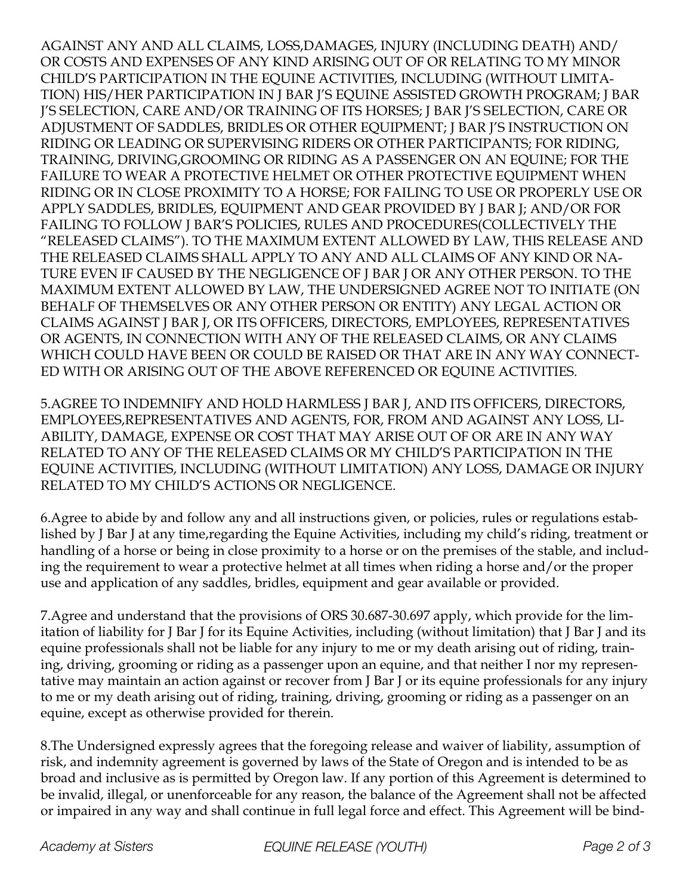AGAINST ANY AND ALL CLAIMS, LOSS,DAMAGES, INJURY (INCLUDING DEATH) AND/OR COSTS AND EXPENSES OF ANY KIND ARISING OUT OF OR RELATING TO MY MINOR CHILD'S PARTICIPATION IN THE EQUINE ACTIVITIES, INCLUDING (WITHOUT LIMITATION) HIS/HER PARTICIPATION IN J BAR J'S EQUINE ASSISTED GROWTH PROGRAM; J BAR J'S SELECTION, CARE AND/OR TRAINING OF ITS HORSES; J BAR J'S SELECTION, CARE OR ADJUSTMENT OF SADDLES, BRIDLES OR OTHER EQUIPMENT; J BAR J'S INSTRUCTION ON RIDING OR LEADING OR SUPERVISING RIDERS OR OTHER PARTICIPANTS; FOR RIDING, TRAINING, DRIVING,GROOMING OR RIDING AS A PASSENGER ON AN EQUINE; FOR THE FAILURE TO WEAR A PROTECTIVE HELMET OR OTHER PROTECTIVE EQUIPMENT WHEN RIDING OR IN CLOSE PROXIMITY TO A HORSE; FOR FAILING TO USE OR PROPERLY USE OR APPLY SADDLES, BRIDLES, EQUIPMENT AND GEAR PROVIDED BY J BAR J; AND/OR FOR FAILING TO FOLLOW J BAR'S POLICIES, RULES AND PROCEDURES(COLLECTIVELY THE "RELEASED CLAIMS"). TO THE MAXIMUM EXTENT ALLOWED BY LAW, THIS RELEASE AND THE RELEASED CLAIMS SHALL APPLY TO ANY AND ALL CLAIMS OF ANY KIND OR NATURE EVEN IF CAUSED BY THE NEGLIGENCE OF J BAR J OR ANY OTHER PERSON. TO THE MAXIMUM EXTENT ALLOWED BY LAW, THE UNDERSIGNED AGREE NOT TO INITIATE (ON BEHALF OF THEMSELVES OR ANY OTHER PERSON OR ENTITY) ANY LEGAL ACTION OR CLAIMS AGAINST J BAR J, OR ITS OFFICERS, DIRECTORS, EMPLOYEES, REPRESENTATIVES OR AGENTS, IN CONNECTION WITH ANY OF THE RELEASED CLAIMS, OR ANY CLAIMS WHICH COULD HAVE BEEN OR COULD BE RAISED OR THAT ARE IN ANY WAY CONNECTED WITH OR ARISING OUT OF THE ABOVE REFERENCED OR EQUINE ACTIVITIES.

5.AGREE TO INDEMNIFY AND HOLD HARMLESS J BAR J, AND ITS OFFICERS, DIRECTORS, EMPLOYEES,REPRESENTATIVES AND AGENTS, FOR, FROM AND AGAINST ANY LOSS, LIABILITY, DAMAGE, EXPENSE OR COST THAT MAY ARISE OUT OF OR ARE IN ANY WAY RELATED TO ANY OF THE RELEASED CLAIMS OR MY CHILD'S PARTICIPATION IN THE EQUINE ACTIVITIES, INCLUDING (WITHOUT LIMITATION) ANY LOSS, DAMAGE OR INJURY RELATED TO MY CHILD'S ACTIONS OR NEGLIGENCE.

6.Agree to abide by and follow any and all instructions given, or policies, rules or regulations established by J Bar J at any time,regarding the Equine Activities, including my child's riding, treatment or handling of a horse or being in close proximity to a horse or on the premises of the stable, and including the requirement to wear a protective helmet at all times when riding a horse and/or the proper use and application of any saddles, bridles, equipment and gear available or provided.

7.Agree and understand that the provisions of ORS 30.687-30.697 apply, which provide for the limitation of liability for J Bar J for its Equine Activities, including (without limitation) that J Bar J and its equine professionals shall not be liable for any injury to me or my death arising out of riding, training, driving, grooming or riding as a passenger upon an equine, and that neither I nor my representative may maintain an action against or recover from J Bar J or its equine professionals for any injury to me or my death arising out of riding, training, driving, grooming or riding as a passenger on an equine, except as otherwise provided for therein.

8.The Undersigned expressly agrees that the foregoing release and waiver of liability, assumption of risk, and indemnity agreement is governed by laws of the State of Oregon and is intended to be as broad and inclusive as is permitted by Oregon law. If any portion of this Agreement is determined to be invalid, illegal, or unenforceable for any reason, the balance of the Agreement shall not be affected or impaired in any way and shall continue in full legal force and effect. This Agreement will be bind-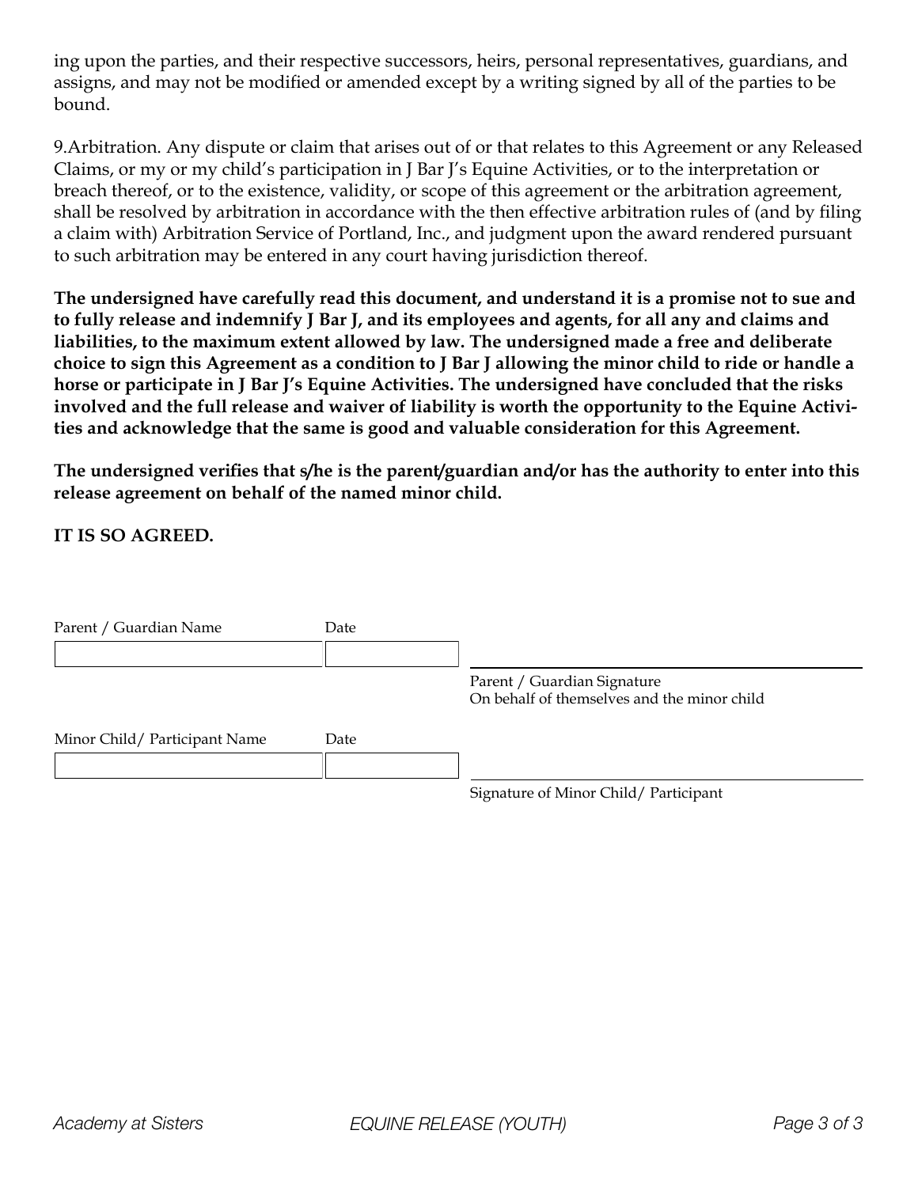ing upon the parties, and their respective successors, heirs, personal representatives, guardians, and assigns, and may not be modified or amended except by a writing signed by all of the parties to be bound.

9.Arbitration. Any dispute or claim that arises out of or that relates to this Agreement or any Released Claims, or my or my child's participation in J Bar J's Equine Activities, or to the interpretation or breach thereof, or to the existence, validity, or scope of this agreement or the arbitration agreement, shall be resolved by arbitration in accordance with the then effective arbitration rules of (and by filing a claim with) Arbitration Service of Portland, Inc., and judgment upon the award rendered pursuant to such arbitration may be entered in any court having jurisdiction thereof.

**The undersigned have carefully read this document, and understand it is a promise not to sue and to fully release and indemnify J Bar J, and its employees and agents, for all any and claims and liabilities, to the maximum extent allowed by law. The undersigned made a free and deliberate choice to sign this Agreement as a condition to J Bar J allowing the minor child to ride or handle a horse or participate in J Bar J's Equine Activities. The undersigned have concluded that the risks involved and the full release and waiver of liability is worth the opportunity to the Equine Activities and acknowledge that the same is good and valuable consideration for this Agreement.**

**The undersigned verifies that s/he is the parent/guardian and/or has the authority to enter into this release agreement on behalf of the named minor child.**

**IT IS SO AGREED.**

| Parent / Guardian Name | Date | |
| --- | --- | --- |
| | | ______________________________ |
| | | Parent / Guardian Signature<br>On behalf of themselves and the minor child |

| Minor Child/ Participant Name | Date | |
| --- | --- | --- |
| | | ______________________________ |
| | | Signature of Minor Child/ Participant |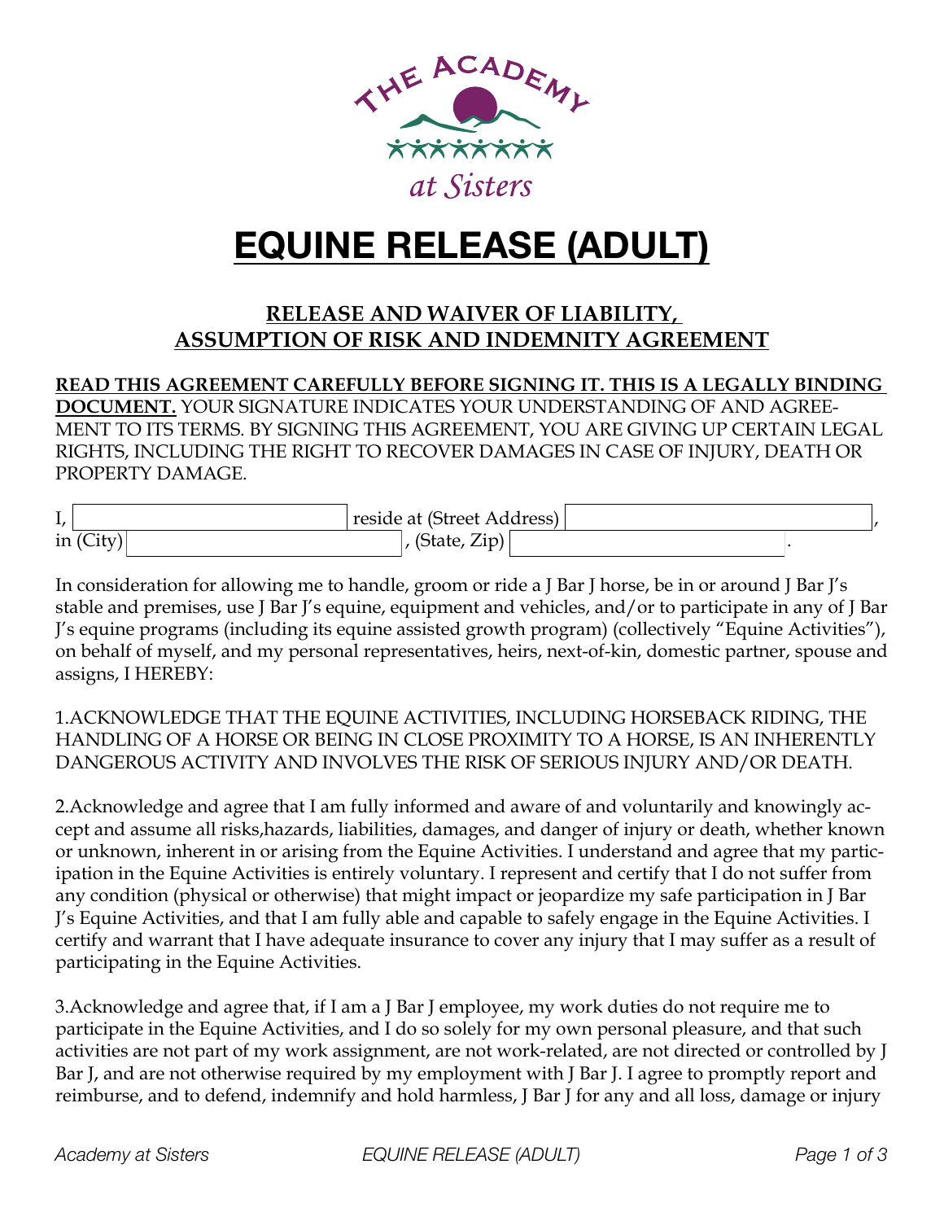THE ACADEMY at Sisters

# EQUINE RELEASE (ADULT)

## RELEASE AND WAIVER OF LIABILITY, ASSUMPTION OF RISK AND INDEMNITY AGREEMENT

**READ THIS AGREEMENT CAREFULLY BEFORE SIGNING IT. THIS IS A LEGALLY BINDING DOCUMENT.** YOUR SIGNATURE INDICATES YOUR UNDERSTANDING OF AND AGREEMENT TO ITS TERMS. BY SIGNING THIS AGREEMENT, YOU ARE GIVING UP CERTAIN LEGAL RIGHTS, INCLUDING THE RIGHT TO RECOVER DAMAGES IN CASE OF INJURY, DEATH OR PROPERTY DAMAGE.

I, ______________________ reside at (Street Address) ______________________, in (City) ______________________, (State, Zip) ______________________.

In consideration for allowing me to handle, groom or ride a J Bar J horse, be in or around J Bar J's stable and premises, use J Bar J's equine, equipment and vehicles, and/or to participate in any of J Bar J's equine programs (including its equine assisted growth program) (collectively "Equine Activities"), on behalf of myself, and my personal representatives, heirs, next-of-kin, domestic partner, spouse and assigns, I HEREBY:

1.ACKNOWLEDGE THAT THE EQUINE ACTIVITIES, INCLUDING HORSEBACK RIDING, THE HANDLING OF A HORSE OR BEING IN CLOSE PROXIMITY TO A HORSE, IS AN INHERENTLY DANGEROUS ACTIVITY AND INVOLVES THE RISK OF SERIOUS INJURY AND/OR DEATH.

2.Acknowledge and agree that I am fully informed and aware of and voluntarily and knowingly accept and assume all risks,hazards, liabilities, damages, and danger of injury or death, whether known or unknown, inherent in or arising from the Equine Activities. I understand and agree that my participation in the Equine Activities is entirely voluntary. I represent and certify that I do not suffer from any condition (physical or otherwise) that might impact or jeopardize my safe participation in J Bar J's Equine Activities, and that I am fully able and capable to safely engage in the Equine Activities. I certify and warrant that I have adequate insurance to cover any injury that I may suffer as a result of participating in the Equine Activities.

3.Acknowledge and agree that, if I am a J Bar J employee, my work duties do not require me to participate in the Equine Activities, and I do so solely for my own personal pleasure, and that such activities are not part of my work assignment, are not work-related, are not directed or controlled by J Bar J, and are not otherwise required by my employment with J Bar J. I agree to promptly report and reimburse, and to defend, indemnify and hold harmless, J Bar J for any and all loss, damage or injury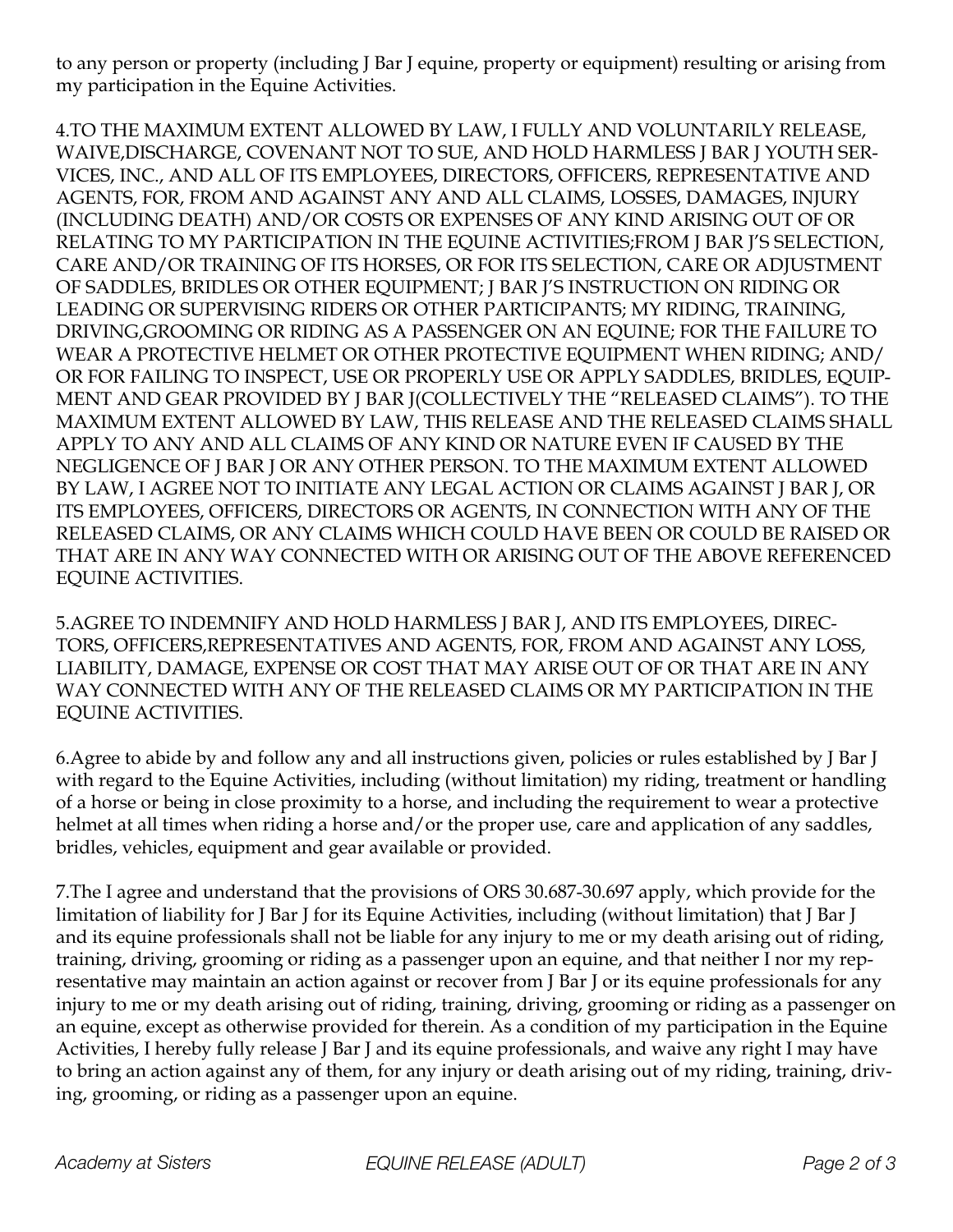to any person or property (including J Bar J equine, property or equipment) resulting or arising from my participation in the Equine Activities.

4.TO THE MAXIMUM EXTENT ALLOWED BY LAW, I FULLY AND VOLUNTARILY RELEASE, WAIVE,DISCHARGE, COVENANT NOT TO SUE, AND HOLD HARMLESS J BAR J YOUTH SERVICES, INC., AND ALL OF ITS EMPLOYEES, DIRECTORS, OFFICERS, REPRESENTATIVE AND AGENTS, FOR, FROM AND AGAINST ANY AND ALL CLAIMS, LOSSES, DAMAGES, INJURY (INCLUDING DEATH) AND/OR COSTS OR EXPENSES OF ANY KIND ARISING OUT OF OR RELATING TO MY PARTICIPATION IN THE EQUINE ACTIVITIES;FROM J BAR J'S SELECTION, CARE AND/OR TRAINING OF ITS HORSES, OR FOR ITS SELECTION, CARE OR ADJUSTMENT OF SADDLES, BRIDLES OR OTHER EQUIPMENT; J BAR J'S INSTRUCTION ON RIDING OR LEADING OR SUPERVISING RIDERS OR OTHER PARTICIPANTS; MY RIDING, TRAINING, DRIVING,GROOMING OR RIDING AS A PASSENGER ON AN EQUINE; FOR THE FAILURE TO WEAR A PROTECTIVE HELMET OR OTHER PROTECTIVE EQUIPMENT WHEN RIDING; AND/OR FOR FAILING TO INSPECT, USE OR PROPERLY USE OR APPLY SADDLES, BRIDLES, EQUIPMENT AND GEAR PROVIDED BY J BAR J(COLLECTIVELY THE "RELEASED CLAIMS"). TO THE MAXIMUM EXTENT ALLOWED BY LAW, THIS RELEASE AND THE RELEASED CLAIMS SHALL APPLY TO ANY AND ALL CLAIMS OF ANY KIND OR NATURE EVEN IF CAUSED BY THE NEGLIGENCE OF J BAR J OR ANY OTHER PERSON. TO THE MAXIMUM EXTENT ALLOWED BY LAW, I AGREE NOT TO INITIATE ANY LEGAL ACTION OR CLAIMS AGAINST J BAR J, OR ITS EMPLOYEES, OFFICERS, DIRECTORS OR AGENTS, IN CONNECTION WITH ANY OF THE RELEASED CLAIMS, OR ANY CLAIMS WHICH COULD HAVE BEEN OR COULD BE RAISED OR THAT ARE IN ANY WAY CONNECTED WITH OR ARISING OUT OF THE ABOVE REFERENCED EQUINE ACTIVITIES.

5.AGREE TO INDEMNIFY AND HOLD HARMLESS J BAR J, AND ITS EMPLOYEES, DIRECTORS, OFFICERS,REPRESENTATIVES AND AGENTS, FOR, FROM AND AGAINST ANY LOSS, LIABILITY, DAMAGE, EXPENSE OR COST THAT MAY ARISE OUT OF OR THAT ARE IN ANY WAY CONNECTED WITH ANY OF THE RELEASED CLAIMS OR MY PARTICIPATION IN THE EQUINE ACTIVITIES.

6.Agree to abide by and follow any and all instructions given, policies or rules established by J Bar J with regard to the Equine Activities, including (without limitation) my riding, treatment or handling of a horse or being in close proximity to a horse, and including the requirement to wear a protective helmet at all times when riding a horse and/or the proper use, care and application of any saddles, bridles, vehicles, equipment and gear available or provided.

7.The I agree and understand that the provisions of ORS 30.687-30.697 apply, which provide for the limitation of liability for J Bar J for its Equine Activities, including (without limitation) that J Bar J and its equine professionals shall not be liable for any injury to me or my death arising out of riding, training, driving, grooming or riding as a passenger upon an equine, and that neither I nor my representative may maintain an action against or recover from J Bar J or its equine professionals for any injury to me or my death arising out of riding, training, driving, grooming or riding as a passenger on an equine, except as otherwise provided for therein. As a condition of my participation in the Equine Activities, I hereby fully release J Bar J and its equine professionals, and waive any right I may have to bring an action against any of them, for any injury or death arising out of my riding, training, driving, grooming, or riding as a passenger upon an equine.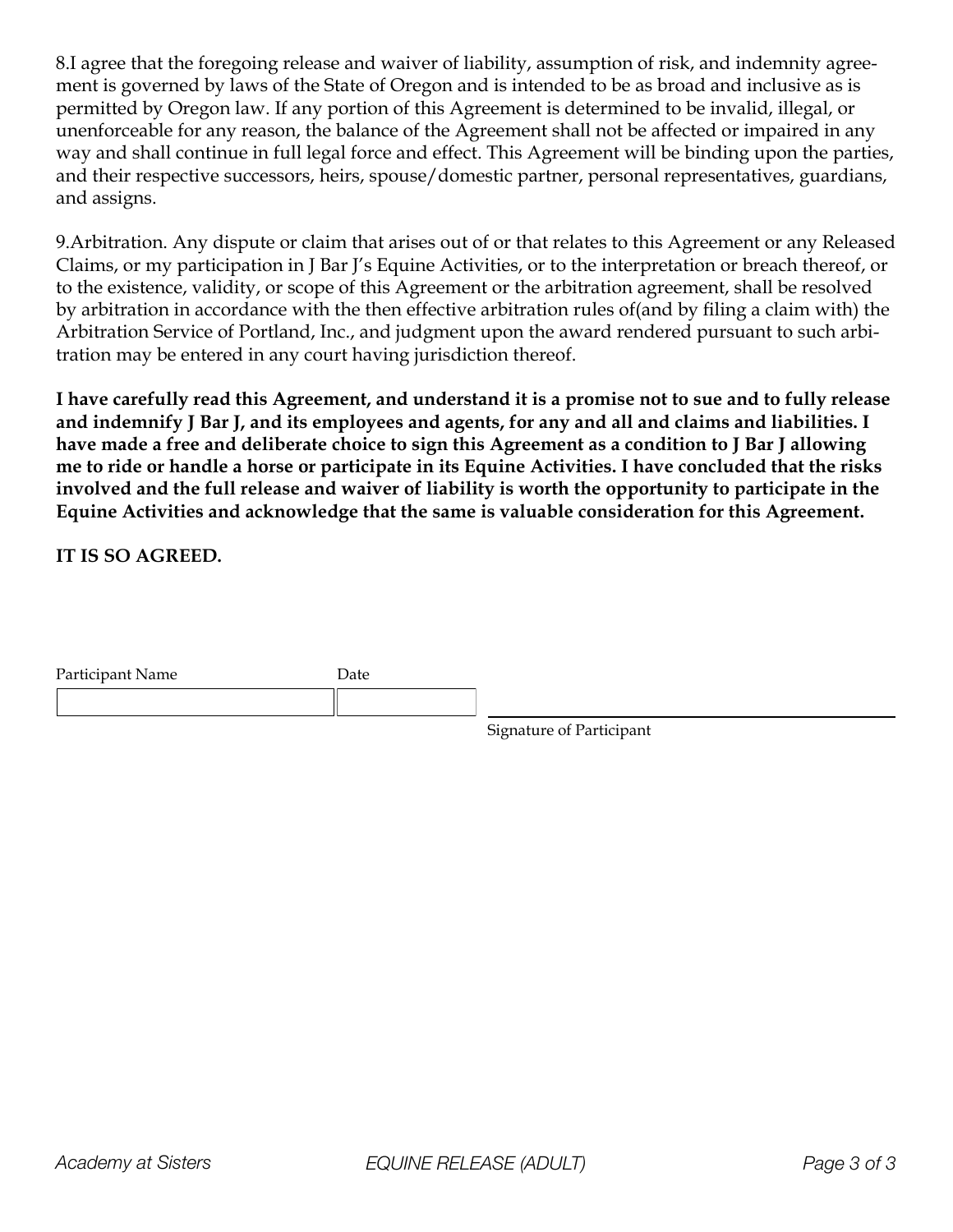8.I agree that the foregoing release and waiver of liability, assumption of risk, and indemnity agreement is governed by laws of the State of Oregon and is intended to be as broad and inclusive as is permitted by Oregon law. If any portion of this Agreement is determined to be invalid, illegal, or unenforceable for any reason, the balance of the Agreement shall not be affected or impaired in any way and shall continue in full legal force and effect. This Agreement will be binding upon the parties, and their respective successors, heirs, spouse/domestic partner, personal representatives, guardians, and assigns.

9.Arbitration. Any dispute or claim that arises out of or that relates to this Agreement or any Released Claims, or my participation in J Bar J's Equine Activities, or to the interpretation or breach thereof, or to the existence, validity, or scope of this Agreement or the arbitration agreement, shall be resolved by arbitration in accordance with the then effective arbitration rules of(and by filing a claim with) the Arbitration Service of Portland, Inc., and judgment upon the award rendered pursuant to such arbitration may be entered in any court having jurisdiction thereof.

**I have carefully read this Agreement, and understand it is a promise not to sue and to fully release and indemnify J Bar J, and its employees and agents, for any and all and claims and liabilities. I have made a free and deliberate choice to sign this Agreement as a condition to J Bar J allowing me to ride or handle a horse or participate in its Equine Activities. I have concluded that the risks involved and the full release and waiver of liability is worth the opportunity to participate in the Equine Activities and acknowledge that the same is valuable consideration for this Agreement.**

**IT IS SO AGREED.**

| Participant Name | Date |
| --- | --- |
| | |

\_\_\_\_\_\_\_\_\_\_\_\_\_\_\_\_\_\_\_\_\_\_\_\_\_\_\_\_\_\_\_\_\_\_\_\_\_\_\_\_\_\_\_\_

Signature of Participant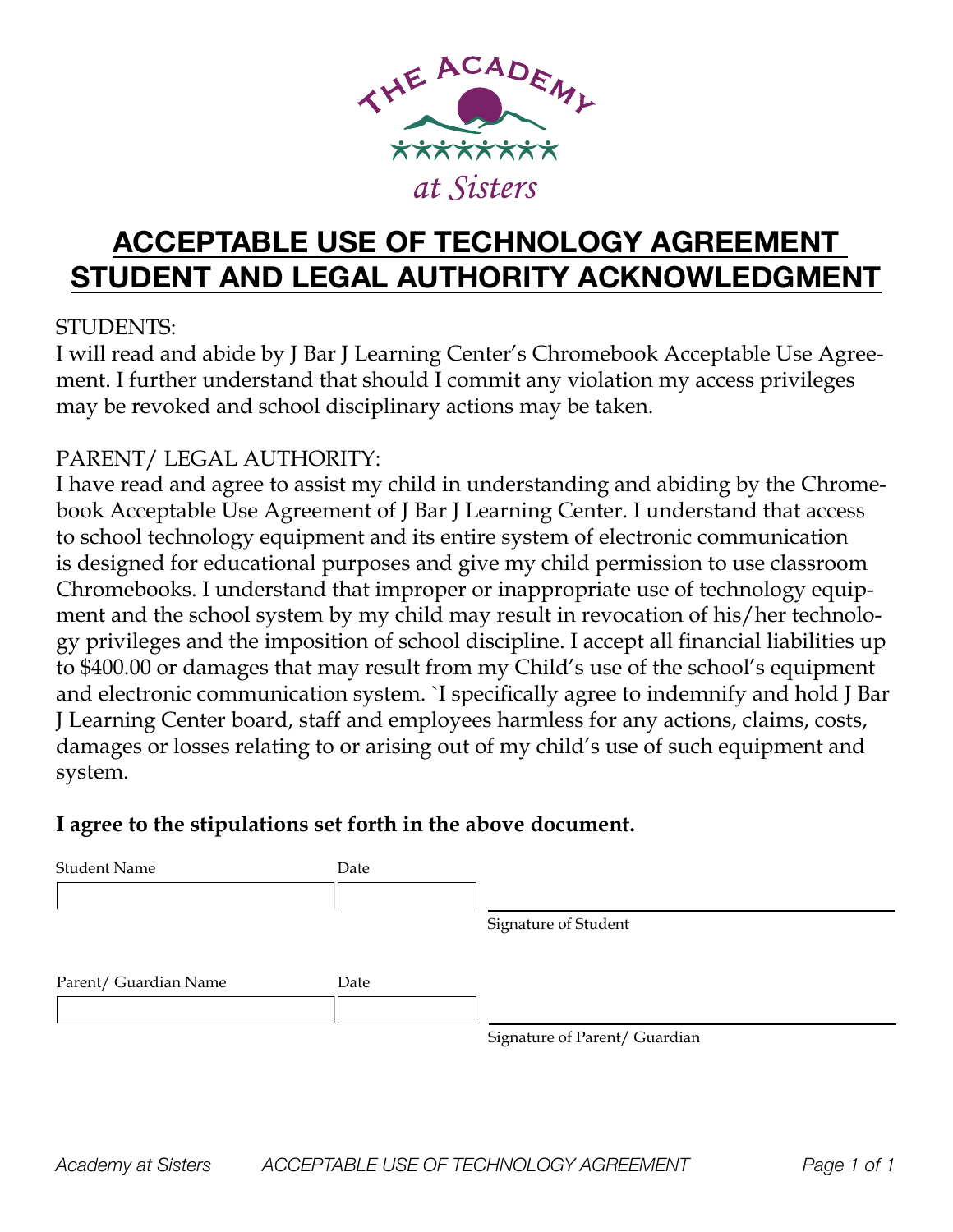THE ACADEMY

at Sisters

# ACCEPTABLE USE OF TECHNOLOGY AGREEMENT STUDENT AND LEGAL AUTHORITY ACKNOWLEDGMENT

STUDENTS:
I will read and abide by J Bar J Learning Center's Chromebook Acceptable Use Agreement. I further understand that should I commit any violation my access privileges may be revoked and school disciplinary actions may be taken.

PARENT/ LEGAL AUTHORITY:
I have read and agree to assist my child in understanding and abiding by the Chromebook Acceptable Use Agreement of J Bar J Learning Center. I understand that access to school technology equipment and its entire system of electronic communication is designed for educational purposes and give my child permission to use classroom Chromebooks. I understand that improper or inappropriate use of technology equipment and the school system by my child may result in revocation of his/her technology privileges and the imposition of school discipline. I accept all financial liabilities up to $400.00 or damages that may result from my Child's use of the school's equipment and electronic communication system. `I specifically agree to indemnify and hold J Bar J Learning Center board, staff and employees harmless for any actions, claims, costs, damages or losses relating to or arising out of my child's use of such equipment and system.

**I agree to the stipulations set forth in the above document.**

Student Name ____________________ Date __________

______________________________
Signature of Student

Parent/ Guardian Name ____________________ Date __________

______________________________
Signature of Parent/ Guardian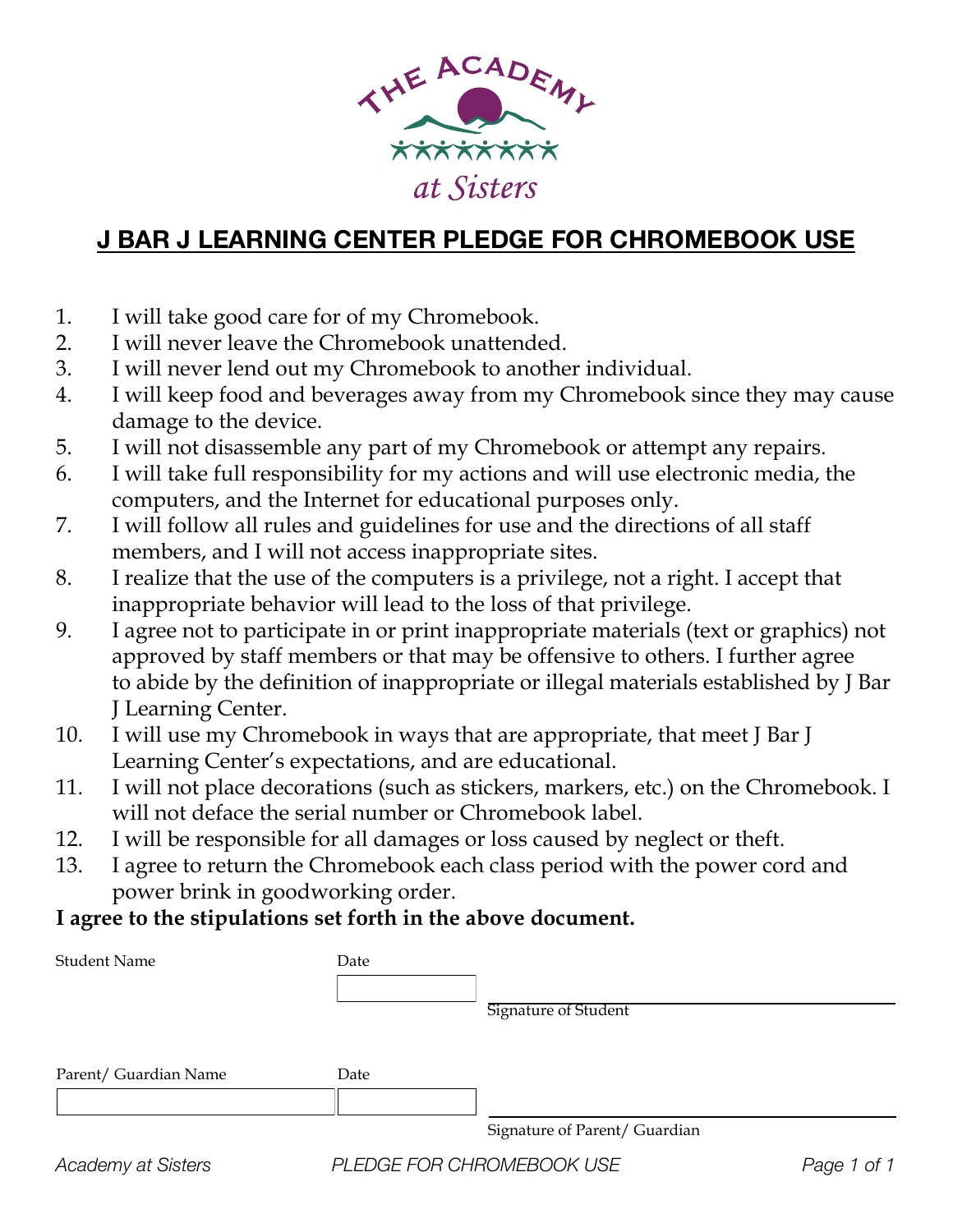THE ACADEMY

at Sisters

# J BAR J LEARNING CENTER PLEDGE FOR CHROMEBOOK USE

1. I will take good care for of my Chromebook.
2. I will never leave the Chromebook unattended.
3. I will never lend out my Chromebook to another individual.
4. I will keep food and beverages away from my Chromebook since they may cause damage to the device.
5. I will not disassemble any part of my Chromebook or attempt any repairs.
6. I will take full responsibility for my actions and will use electronic media, the computers, and the Internet for educational purposes only.
7. I will follow all rules and guidelines for use and the directions of all staff members, and I will not access inappropriate sites.
8. I realize that the use of the computers is a privilege, not a right. I accept that inappropriate behavior will lead to the loss of that privilege.
9. I agree not to participate in or print inappropriate materials (text or graphics) not approved by staff members or that may be offensive to others. I further agree to abide by the definition of inappropriate or illegal materials established by J Bar J Learning Center.
10. I will use my Chromebook in ways that are appropriate, that meet J Bar J Learning Center's expectations, and are educational.
11. I will not place decorations (such as stickers, markers, etc.) on the Chromebook. I will not deface the serial number or Chromebook label.
12. I will be responsible for all damages or loss caused by neglect or theft.
13. I agree to return the Chromebook each class period with the power cord and power brink in goodworking order.

**I agree to the stipulations set forth in the above document.**

Student Name ____________ Date ____________ ____________________
Signature of Student

Parent/ Guardian Name ____________ Date ____________ ____________________
Signature of Parent/ Guardian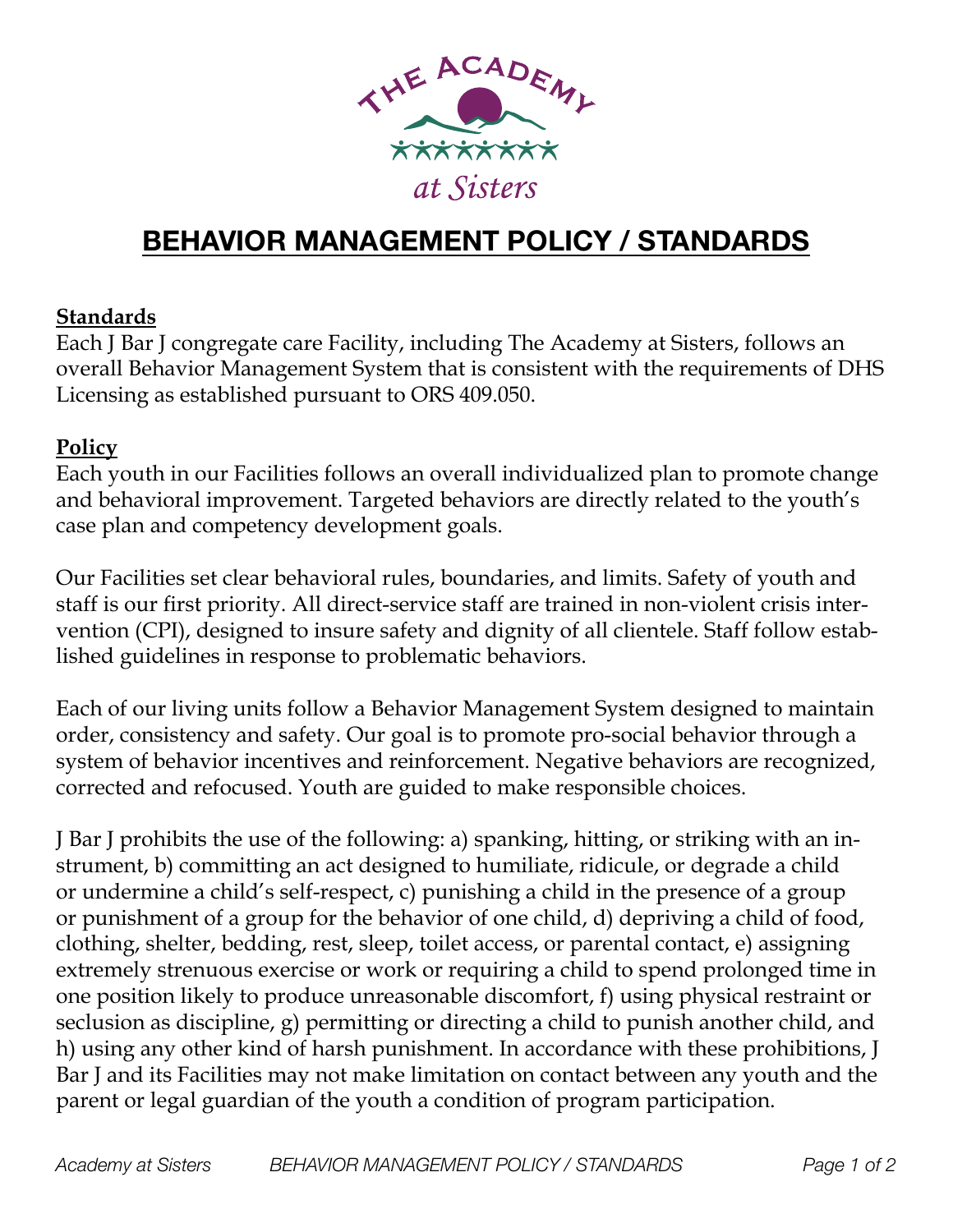# BEHAVIOR MANAGEMENT POLICY / STANDARDS

**Standards**

Each J Bar J congregate care Facility, including The Academy at Sisters, follows an overall Behavior Management System that is consistent with the requirements of DHS Licensing as established pursuant to ORS 409.050.

**Policy**

Each youth in our Facilities follows an overall individualized plan to promote change and behavioral improvement. Targeted behaviors are directly related to the youth's case plan and competency development goals.

Our Facilities set clear behavioral rules, boundaries, and limits. Safety of youth and staff is our first priority. All direct-service staff are trained in non-violent crisis intervention (CPI), designed to insure safety and dignity of all clientele. Staff follow established guidelines in response to problematic behaviors.

Each of our living units follow a Behavior Management System designed to maintain order, consistency and safety. Our goal is to promote pro-social behavior through a system of behavior incentives and reinforcement. Negative behaviors are recognized, corrected and refocused. Youth are guided to make responsible choices.

J Bar J prohibits the use of the following: a) spanking, hitting, or striking with an instrument, b) committing an act designed to humiliate, ridicule, or degrade a child or undermine a child's self-respect, c) punishing a child in the presence of a group or punishment of a group for the behavior of one child, d) depriving a child of food, clothing, shelter, bedding, rest, sleep, toilet access, or parental contact, e) assigning extremely strenuous exercise or work or requiring a child to spend prolonged time in one position likely to produce unreasonable discomfort, f) using physical restraint or seclusion as discipline, g) permitting or directing a child to punish another child, and h) using any other kind of harsh punishment. In accordance with these prohibitions, J Bar J and its Facilities may not make limitation on contact between any youth and the parent or legal guardian of the youth a condition of program participation.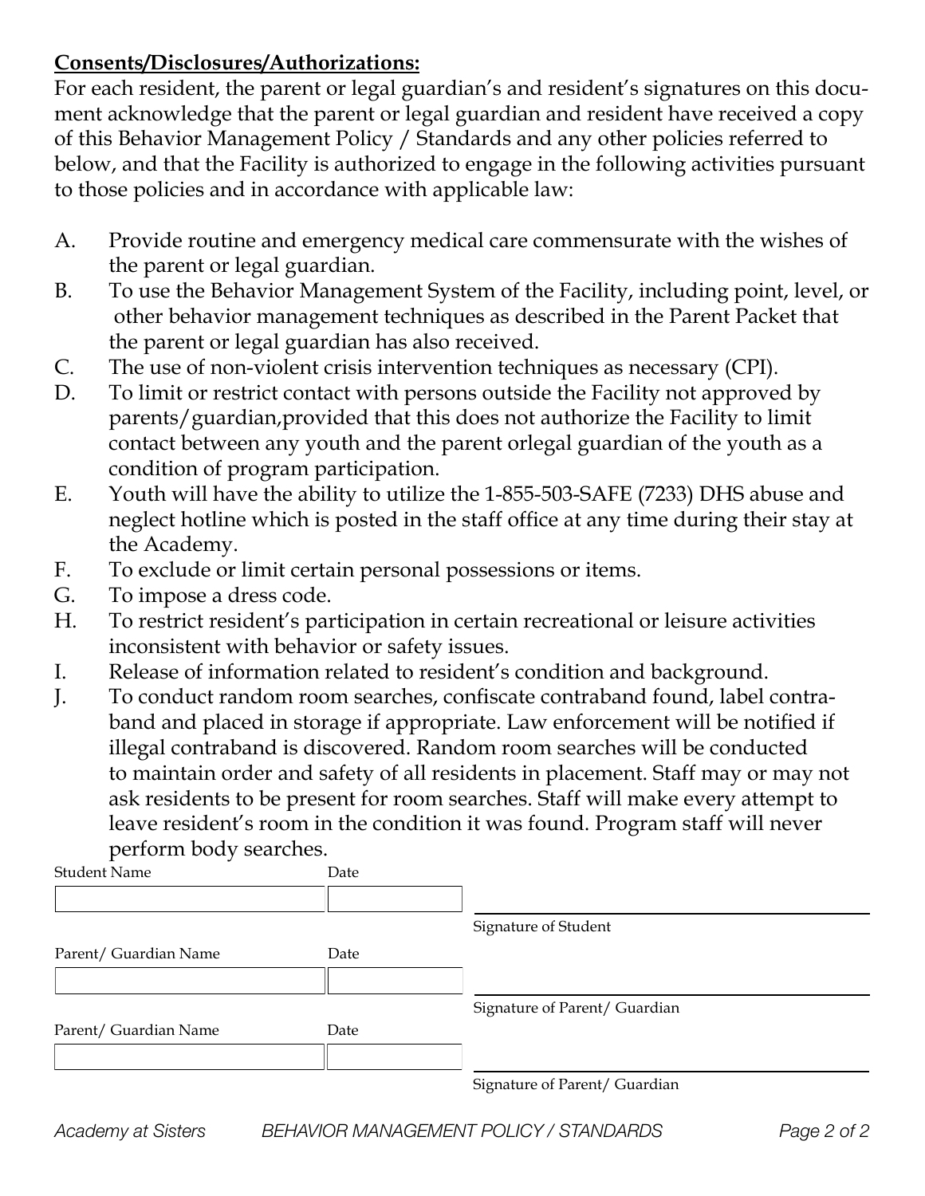**Consents/Disclosures/Authorizations:**

For each resident, the parent or legal guardian's and resident's signatures on this document acknowledge that the parent or legal guardian and resident have received a copy of this Behavior Management Policy / Standards and any other policies referred to below, and that the Facility is authorized to engage in the following activities pursuant to those policies and in accordance with applicable law:

A. Provide routine and emergency medical care commensurate with the wishes of the parent or legal guardian.
B. To use the Behavior Management System of the Facility, including point, level, or other behavior management techniques as described in the Parent Packet that the parent or legal guardian has also received.
C. The use of non-violent crisis intervention techniques as necessary (CPI).
D. To limit or restrict contact with persons outside the Facility not approved by parents/guardian,provided that this does not authorize the Facility to limit contact between any youth and the parent orlegal guardian of the youth as a condition of program participation.
E. Youth will have the ability to utilize the 1-855-503-SAFE (7233) DHS abuse and neglect hotline which is posted in the staff office at any time during their stay at the Academy.
F. To exclude or limit certain personal possessions or items.
G. To impose a dress code.
H. To restrict resident's participation in certain recreational or leisure activities inconsistent with behavior or safety issues.
I. Release of information related to resident's condition and background.
J. To conduct random room searches, confiscate contraband found, label contraband and placed in storage if appropriate. Law enforcement will be notified if illegal contraband is discovered. Random room searches will be conducted to maintain order and safety of all residents in placement. Staff may or may not ask residents to be present for room searches. Staff will make every attempt to leave resident's room in the condition it was found. Program staff will never perform body searches.

| Student Name | Date | |
|---|---|---|
| | | Signature of Student |

| Parent/ Guardian Name | Date | |
|---|---|---|
| | | Signature of Parent/ Guardian |

| Parent/ Guardian Name | Date | |
|---|---|---|
| | | Signature of Parent/ Guardian |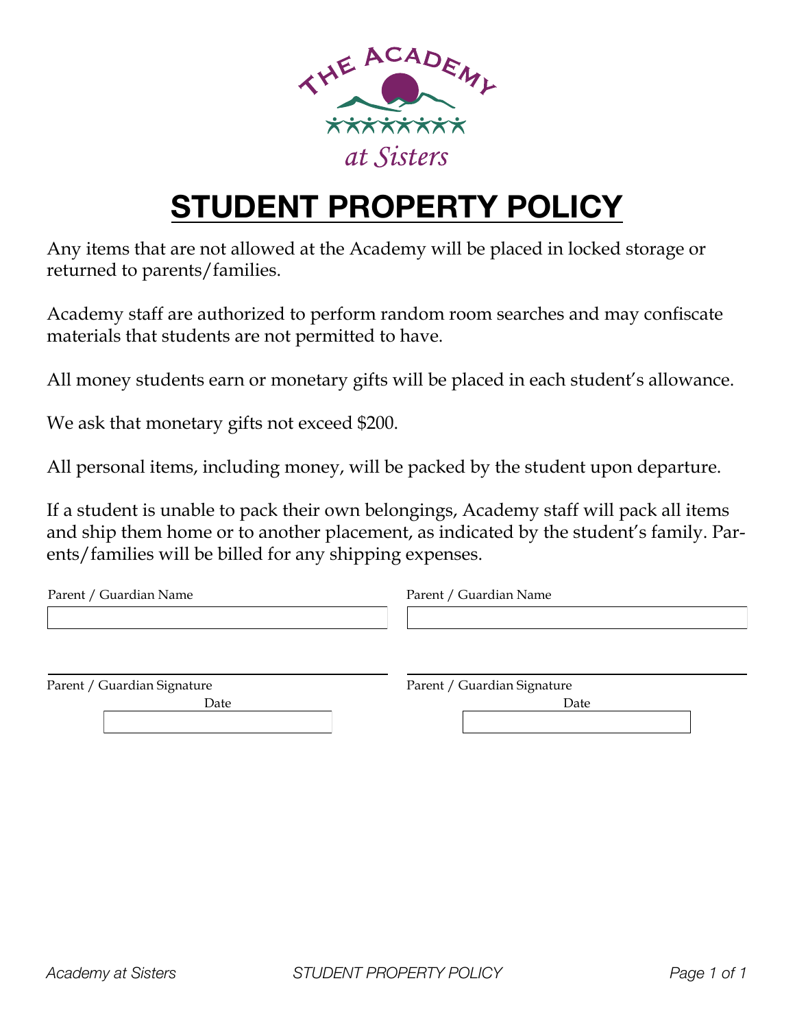# STUDENT PROPERTY POLICY

Any items that are not allowed at the Academy will be placed in locked storage or returned to parents/families.

Academy staff are authorized to perform random room searches and may confiscate materials that students are not permitted to have.

All money students earn or monetary gifts will be placed in each student's allowance.

We ask that monetary gifts not exceed $200.

All personal items, including money, will be packed by the student upon departure.

If a student is unable to pack their own belongings, Academy staff will pack all items and ship them home or to another placement, as indicated by the student's family. Parents/families will be billed for any shipping expenses.

| Parent / Guardian Name | Parent / Guardian Name |
|---|---|
| | |

| Parent / Guardian Signature | Parent / Guardian Signature |
|---|---|
| | |
| Date | Date |
| | |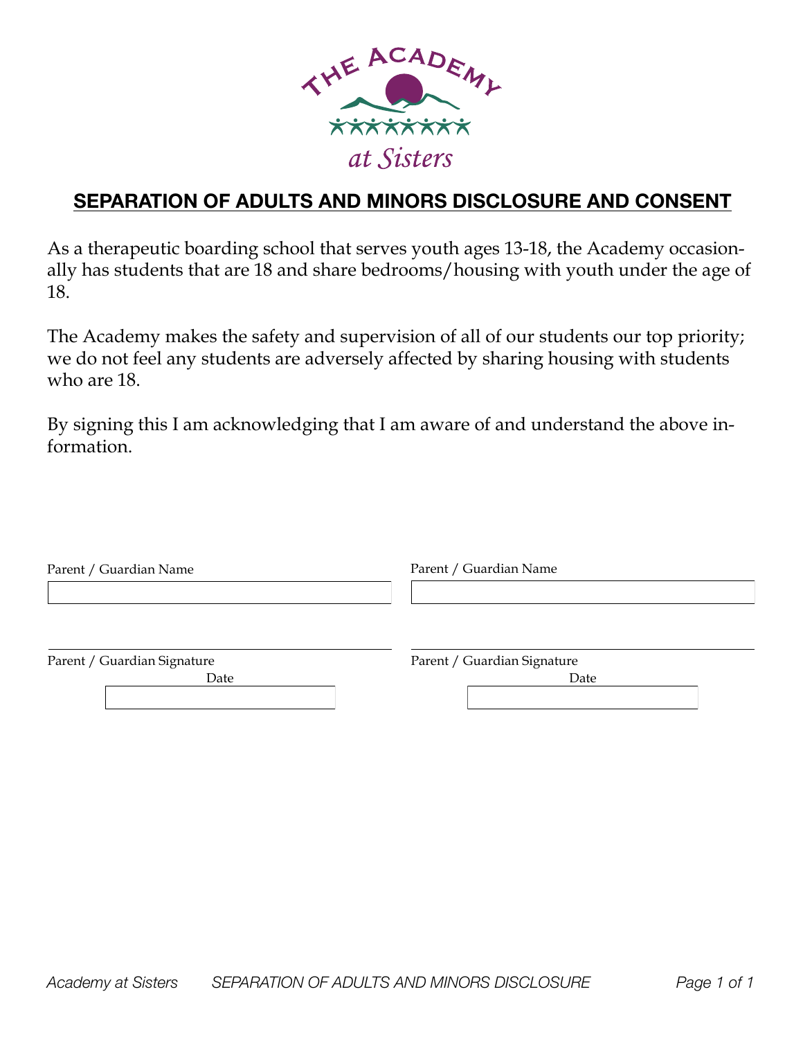THE ACADEMY at Sisters

## SEPARATION OF ADULTS AND MINORS DISCLOSURE AND CONSENT

As a therapeutic boarding school that serves youth ages 13-18, the Academy occasionally has students that are 18 and share bedrooms/housing with youth under the age of 18.

The Academy makes the safety and supervision of all of our students our top priority; we do not feel any students are adversely affected by sharing housing with students who are 18.

By signing this I am acknowledging that I am aware of and understand the above information.

Parent / Guardian Name ______________________

Parent / Guardian Signature ______________________

Date ______________________

Parent / Guardian Name ______________________

Parent / Guardian Signature ______________________

Date ______________________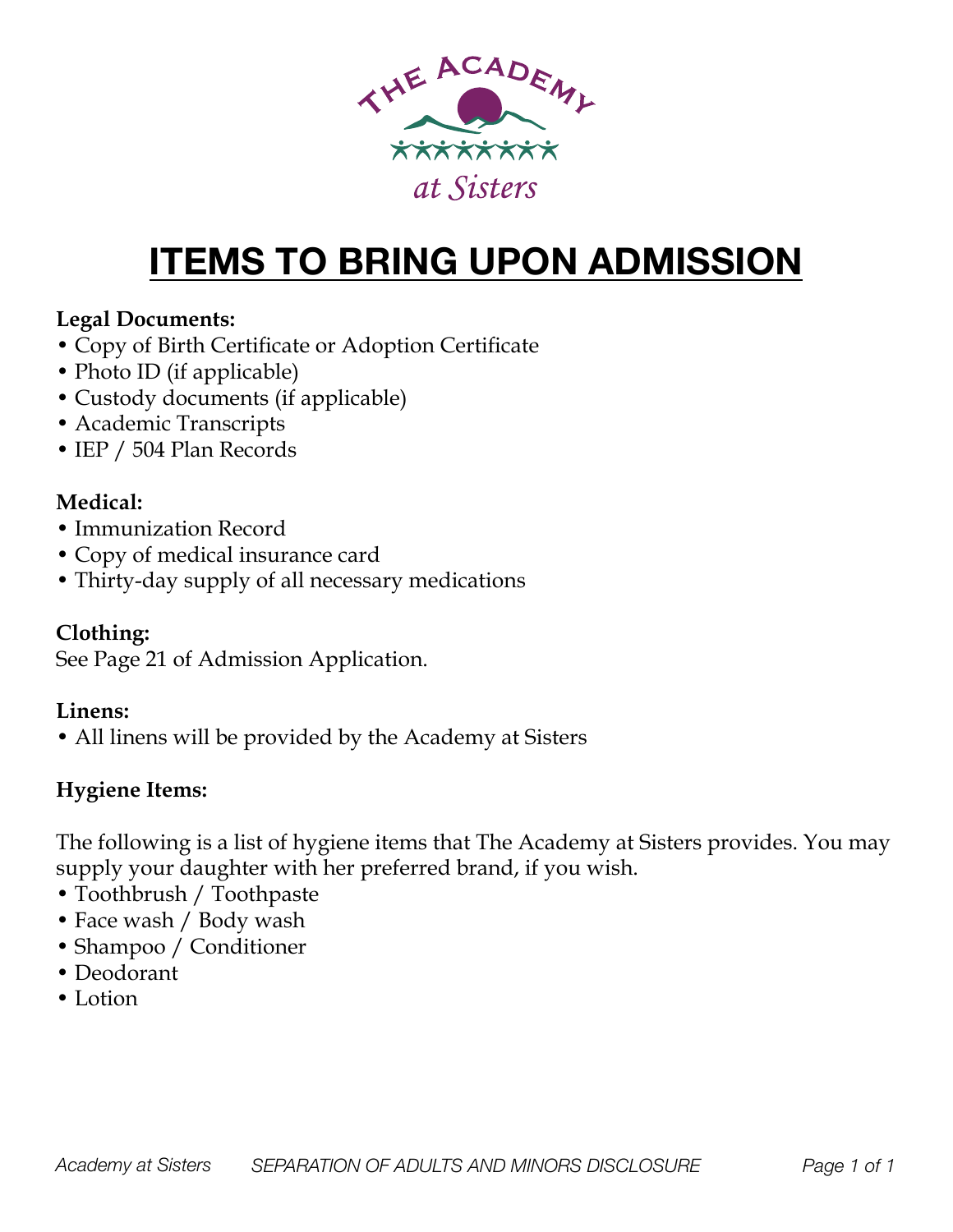THE ACADEMY

at Sisters

# ITEMS TO BRING UPON ADMISSION

**Legal Documents:**
- Copy of Birth Certificate or Adoption Certificate
- Photo ID (if applicable)
- Custody documents (if applicable)
- Academic Transcripts
- IEP / 504 Plan Records

**Medical:**
- Immunization Record
- Copy of medical insurance card
- Thirty-day supply of all necessary medications

**Clothing:**
See Page 21 of Admission Application.

**Linens:**
- All linens will be provided by the Academy at Sisters

**Hygiene Items:**

The following is a list of hygiene items that The Academy at Sisters provides. You may supply your daughter with her preferred brand, if you wish.
- Toothbrush / Toothpaste
- Face wash / Body wash
- Shampoo / Conditioner
- Deodorant
- Lotion